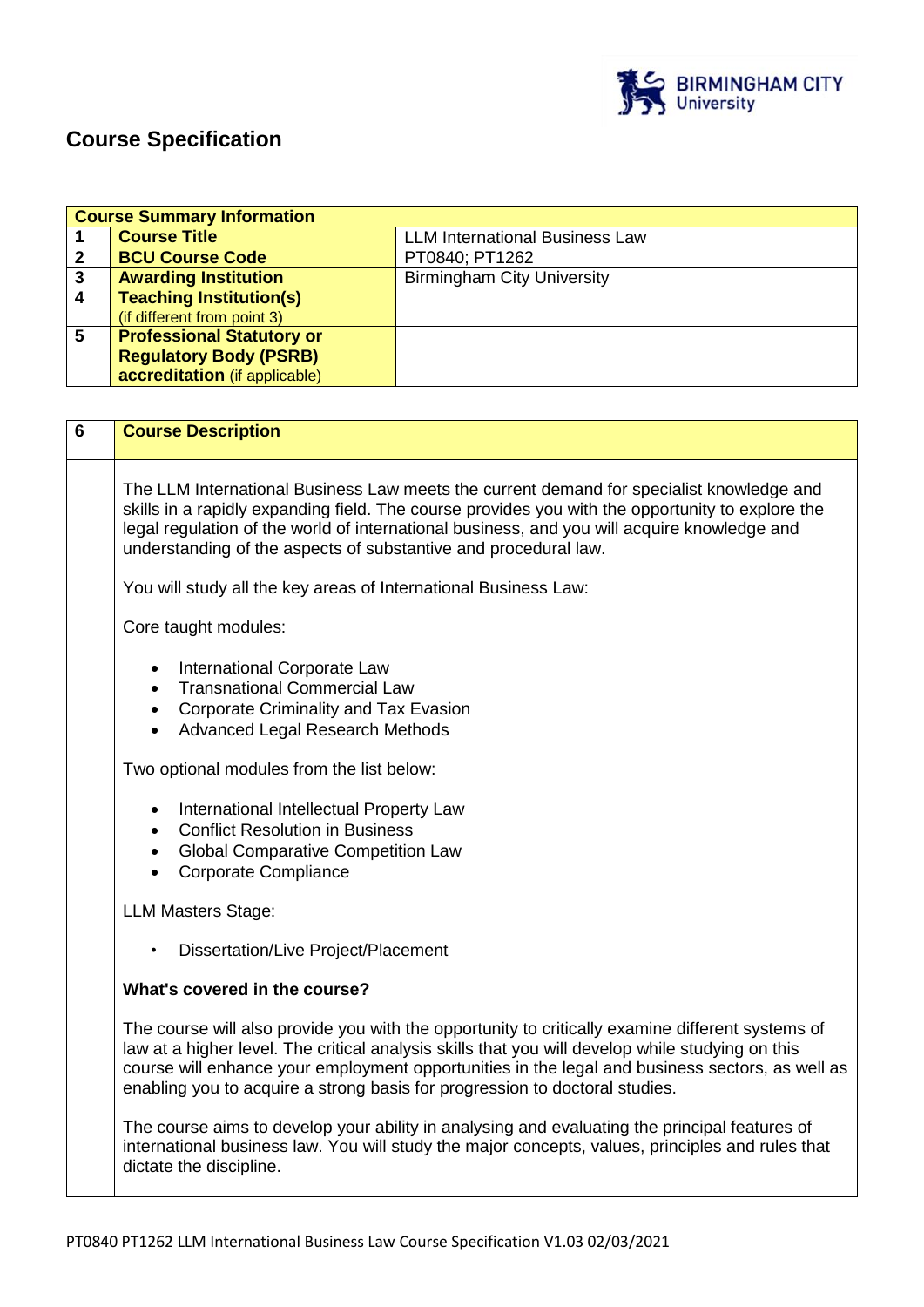# Course Specification

| Course Summary Information | | |
|---|---|---|
| 1 | **Course Title** | LLM International Business Law |
| 2 | **BCU Course Code** | PT0840; PT1262 |
| 3 | **Awarding Institution** | Birmingham City University |
| 4 | **Teaching Institution(s)** (if different from point 3) | |
| 5 | **Professional Statutory or Regulatory Body (PSRB) accreditation** (if applicable) | |

| 6 | Course Description |
|---|---|

The LLM International Business Law meets the current demand for specialist knowledge and skills in a rapidly expanding field. The course provides you with the opportunity to explore the legal regulation of the world of international business, and you will acquire knowledge and understanding of the aspects of substantive and procedural law.

You will study all the key areas of International Business Law:

Core taught modules:

- International Corporate Law
- Transnational Commercial Law
- Corporate Criminality and Tax Evasion
- Advanced Legal Research Methods

Two optional modules from the list below:

- International Intellectual Property Law
- Conflict Resolution in Business
- Global Comparative Competition Law
- Corporate Compliance

LLM Masters Stage:

- Dissertation/Live Project/Placement

**What's covered in the course?**

The course will also provide you with the opportunity to critically examine different systems of law at a higher level. The critical analysis skills that you will develop while studying on this course will enhance your employment opportunities in the legal and business sectors, as well as enabling you to acquire a strong basis for progression to doctoral studies.

The course aims to develop your ability in analysing and evaluating the principal features of international business law. You will study the major concepts, values, principles and rules that dictate the discipline.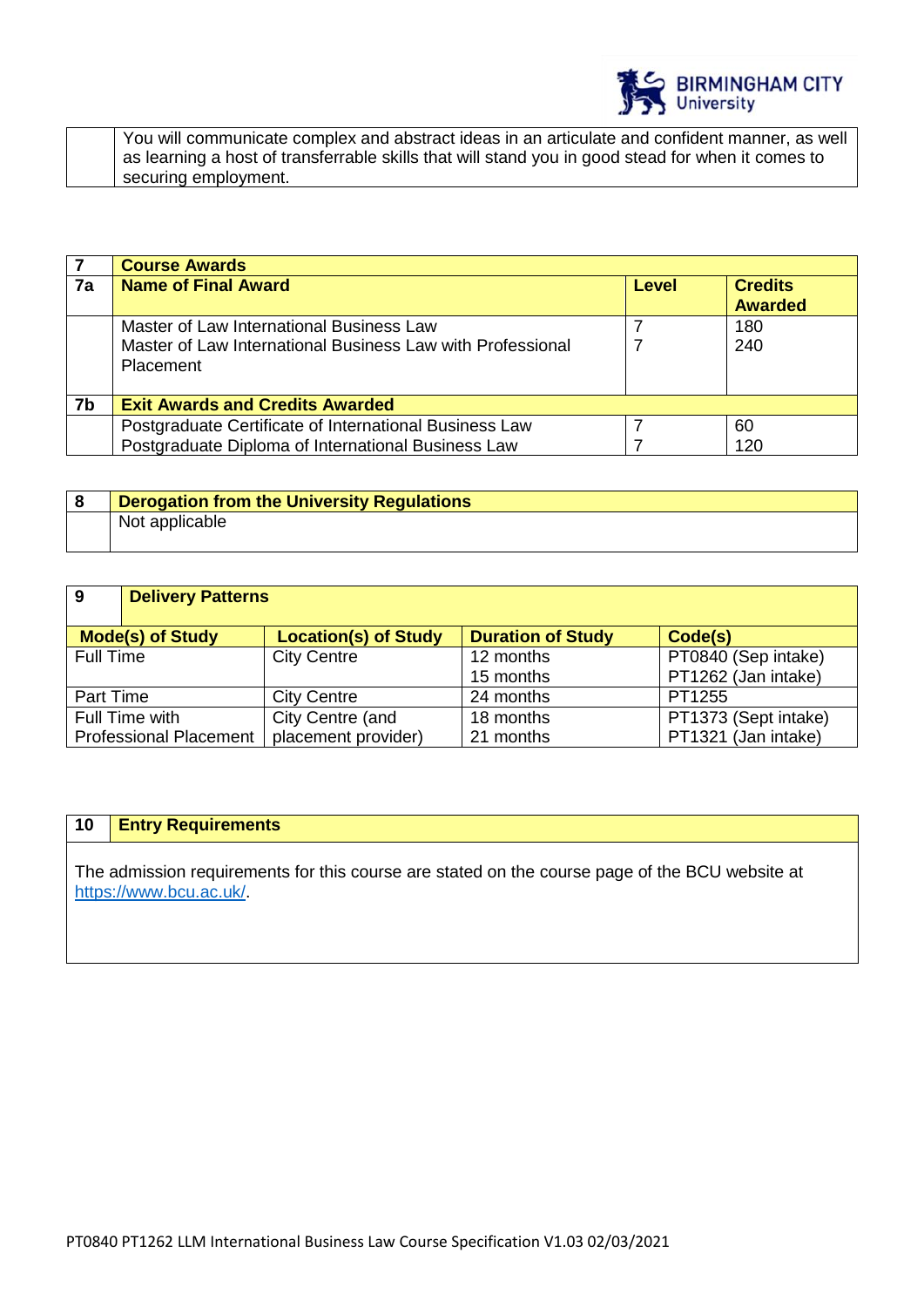You will communicate complex and abstract ideas in an articulate and confident manner, as well as learning a host of transferrable skills that will stand you in good stead for when it comes to securing employment.

| 7 | **Course Awards** | | |
|---|---|---|---|
| **7a** | **Name of Final Award** | **Level** | **Credits Awarded** |
| | Master of Law International Business Law<br>Master of Law International Business Law with Professional Placement | 7<br>7 | 180<br>240 |
| **7b** | **Exit Awards and Credits Awarded** | | |
| | Postgraduate Certificate of International Business Law<br>Postgraduate Diploma of International Business Law | 7<br>7 | 60<br>120 |

| 8 | **Derogation from the University Regulations** |
|---|---|
| | Not applicable |

| **9** | **Delivery Patterns** | | |
|---|---|---|---|
| **Mode(s) of Study** | **Location(s) of Study** | **Duration of Study** | **Code(s)** |
| Full Time | City Centre | 12 months<br>15 months | PT0840 (Sep intake)<br>PT1262 (Jan intake) |
| Part Time | City Centre | 24 months | PT1255 |
| Full Time with Professional Placement | City Centre (and placement provider) | 18 months<br>21 months | PT1373 (Sept intake)<br>PT1321 (Jan intake) |

| 10 | **Entry Requirements** |
|---|---|
| | The admission requirements for this course are stated on the course page of the BCU website at https://www.bcu.ac.uk/. |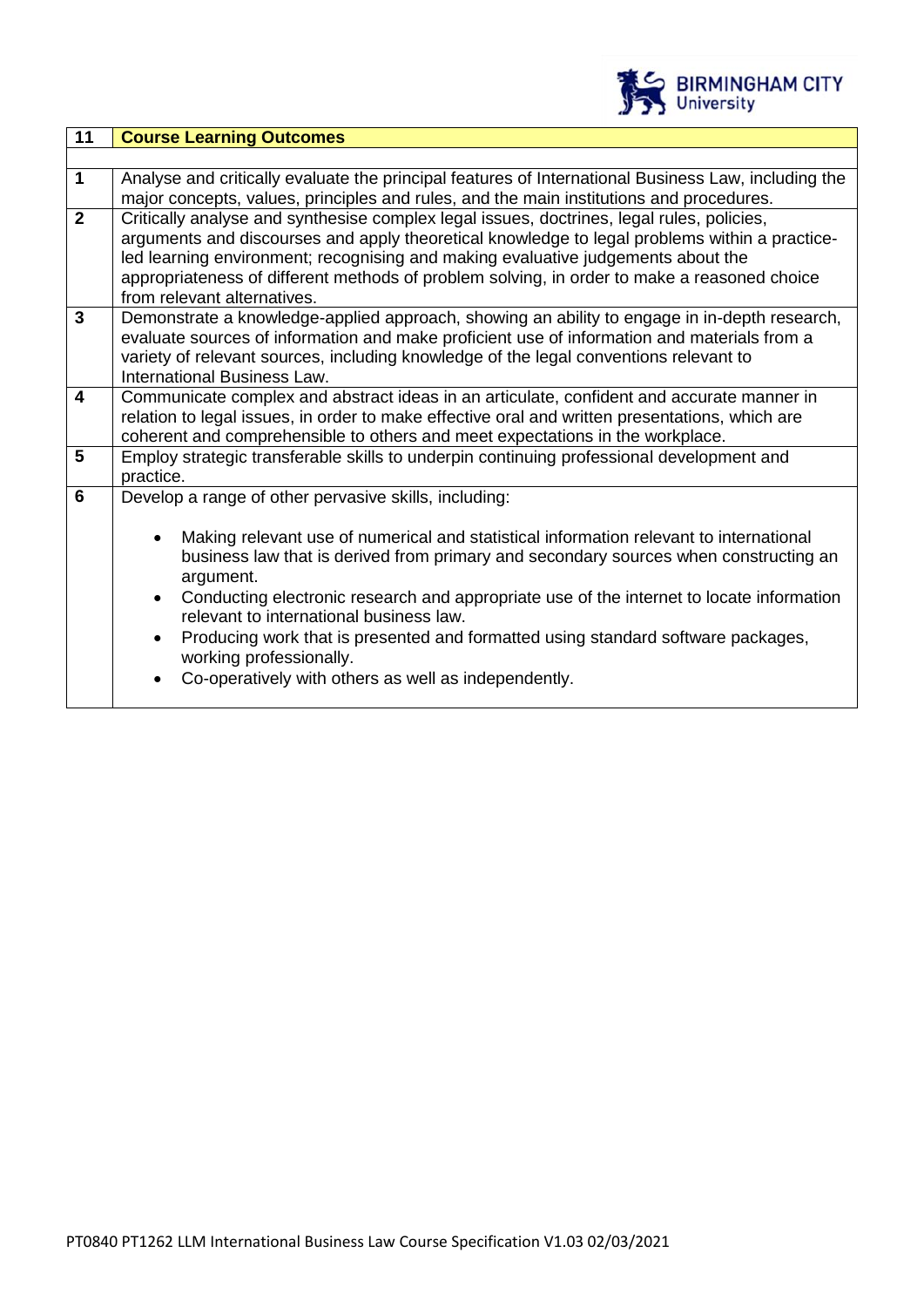| 11 | **Course Learning Outcomes** |
| --- | --- |
| | |
| **1** | Analyse and critically evaluate the principal features of International Business Law, including the major concepts, values, principles and rules, and the main institutions and procedures. |
| **2** | Critically analyse and synthesise complex legal issues, doctrines, legal rules, policies, arguments and discourses and apply theoretical knowledge to legal problems within a practice-led learning environment; recognising and making evaluative judgements about the appropriateness of different methods of problem solving, in order to make a reasoned choice from relevant alternatives. |
| **3** | Demonstrate a knowledge-applied approach, showing an ability to engage in in-depth research, evaluate sources of information and make proficient use of information and materials from a variety of relevant sources, including knowledge of the legal conventions relevant to International Business Law. |
| **4** | Communicate complex and abstract ideas in an articulate, confident and accurate manner in relation to legal issues, in order to make effective oral and written presentations, which are coherent and comprehensible to others and meet expectations in the workplace. |
| **5** | Employ strategic transferable skills to underpin continuing professional development and practice. |
| **6** | Develop a range of other pervasive skills, including:<br><br>• Making relevant use of numerical and statistical information relevant to international business law that is derived from primary and secondary sources when constructing an argument.<br>• Conducting electronic research and appropriate use of the internet to locate information relevant to international business law.<br>• Producing work that is presented and formatted using standard software packages, working professionally.<br>• Co-operatively with others as well as independently. |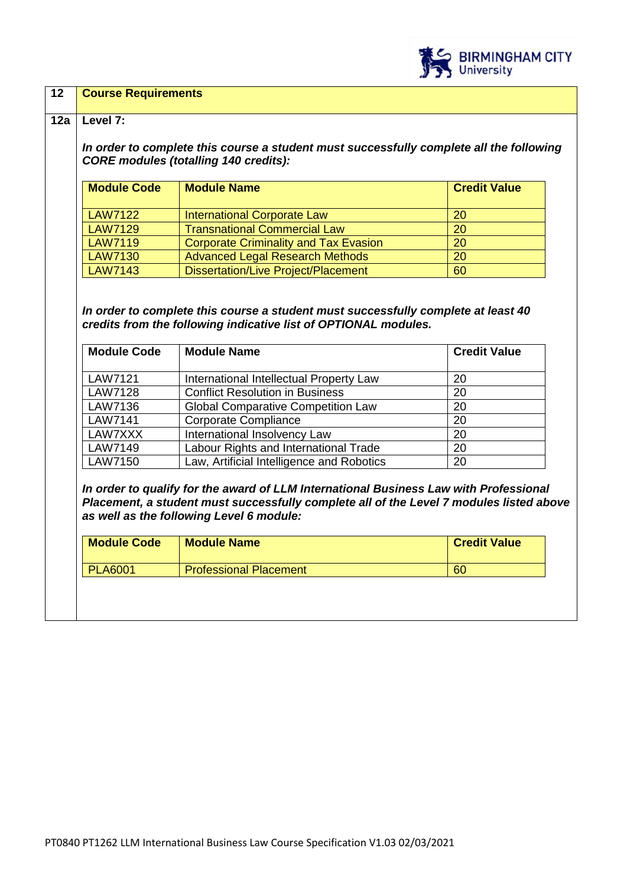## 12 Course Requirements

### 12a Level 7:

***In order to complete this course a student must successfully complete all the following CORE modules (totalling 140 credits):***

| Module Code | Module Name | Credit Value |
|---|---|---|
| LAW7122 | International Corporate Law | 20 |
| LAW7129 | Transnational Commercial Law | 20 |
| LAW7119 | Corporate Criminality and Tax Evasion | 20 |
| LAW7130 | Advanced Legal Research Methods | 20 |
| LAW7143 | Dissertation/Live Project/Placement | 60 |

***In order to complete this course a student must successfully complete at least 40 credits from the following indicative list of OPTIONAL modules.***

| Module Code | Module Name | Credit Value |
|---|---|---|
| LAW7121 | International Intellectual Property Law | 20 |
| LAW7128 | Conflict Resolution in Business | 20 |
| LAW7136 | Global Comparative Competition Law | 20 |
| LAW7141 | Corporate Compliance | 20 |
| LAW7XXX | International Insolvency Law | 20 |
| LAW7149 | Labour Rights and International Trade | 20 |
| LAW7150 | Law, Artificial Intelligence and Robotics | 20 |

***In order to qualify for the award of LLM International Business Law with Professional Placement, a student must successfully complete all of the Level 7 modules listed above as well as the following Level 6 module:***

| Module Code | Module Name | Credit Value |
|---|---|---|
| PLA6001 | Professional Placement | 60 |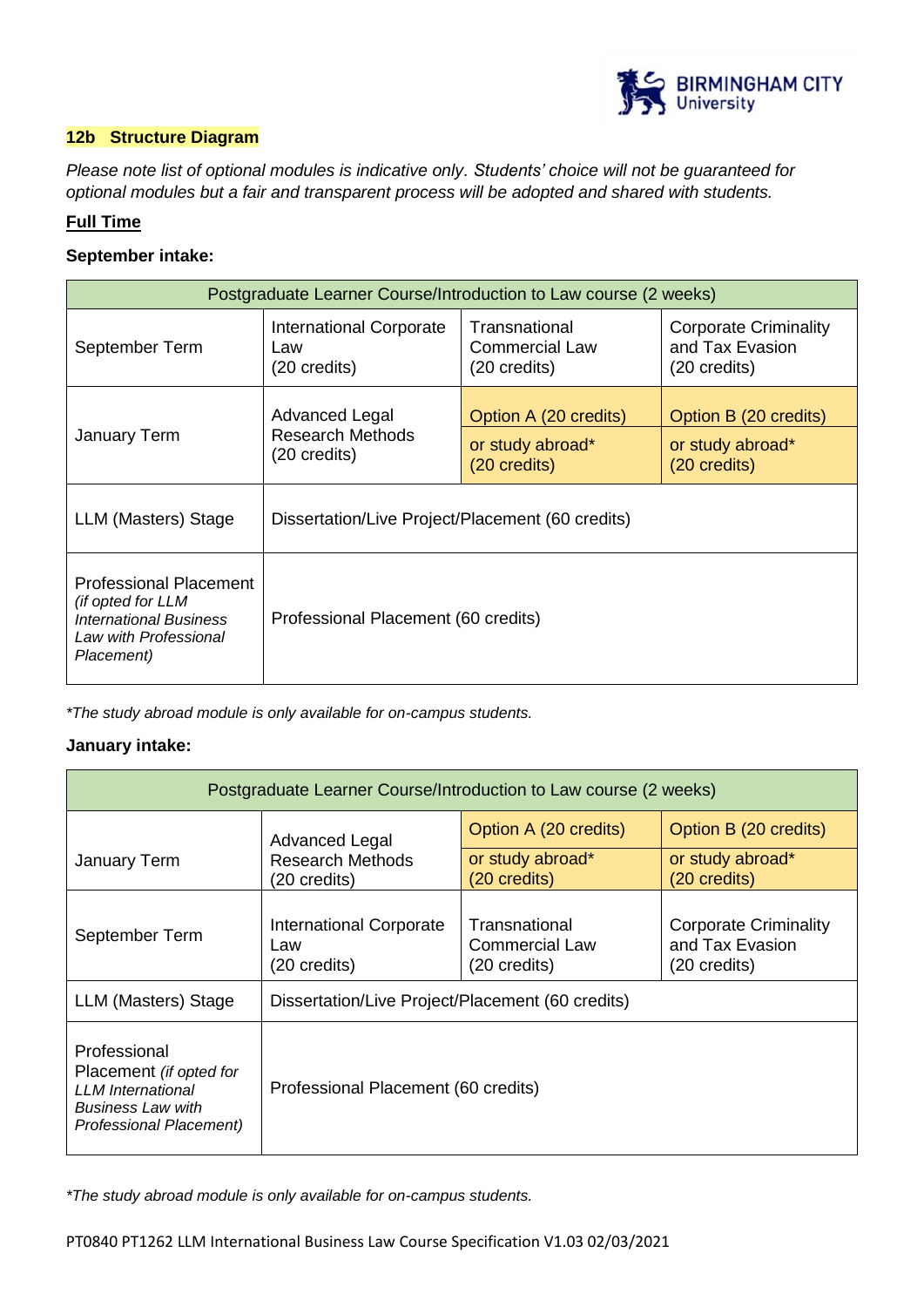**12b Structure Diagram**

*Please note list of optional modules is indicative only. Students' choice will not be guaranteed for optional modules but a fair and transparent process will be adopted and shared with students.*

**Full Time**

**September intake:**

| Postgraduate Learner Course/Introduction to Law course (2 weeks) | | | |
|---|---|---|---|
| September Term | International Corporate Law (20 credits) | Transnational Commercial Law (20 credits) | Corporate Criminality and Tax Evasion (20 credits) |
| January Term | Advanced Legal Research Methods (20 credits) | Option A (20 credits) or study abroad* (20 credits) | Option B (20 credits) or study abroad* (20 credits) |
| LLM (Masters) Stage | Dissertation/Live Project/Placement (60 credits) | | |
| Professional Placement *(if opted for LLM International Business Law with Professional Placement)* | Professional Placement (60 credits) | | |

*\*The study abroad module is only available for on-campus students.*

**January intake:**

| Postgraduate Learner Course/Introduction to Law course (2 weeks) | | | |
|---|---|---|---|
| January Term | Advanced Legal Research Methods (20 credits) | Option A (20 credits) or study abroad* (20 credits) | Option B (20 credits) or study abroad* (20 credits) |
| September Term | International Corporate Law (20 credits) | Transnational Commercial Law (20 credits) | Corporate Criminality and Tax Evasion (20 credits) |
| LLM (Masters) Stage | Dissertation/Live Project/Placement (60 credits) | | |
| Professional Placement *(if opted for LLM International Business Law with Professional Placement)* | Professional Placement (60 credits) | | |

*\*The study abroad module is only available for on-campus students.*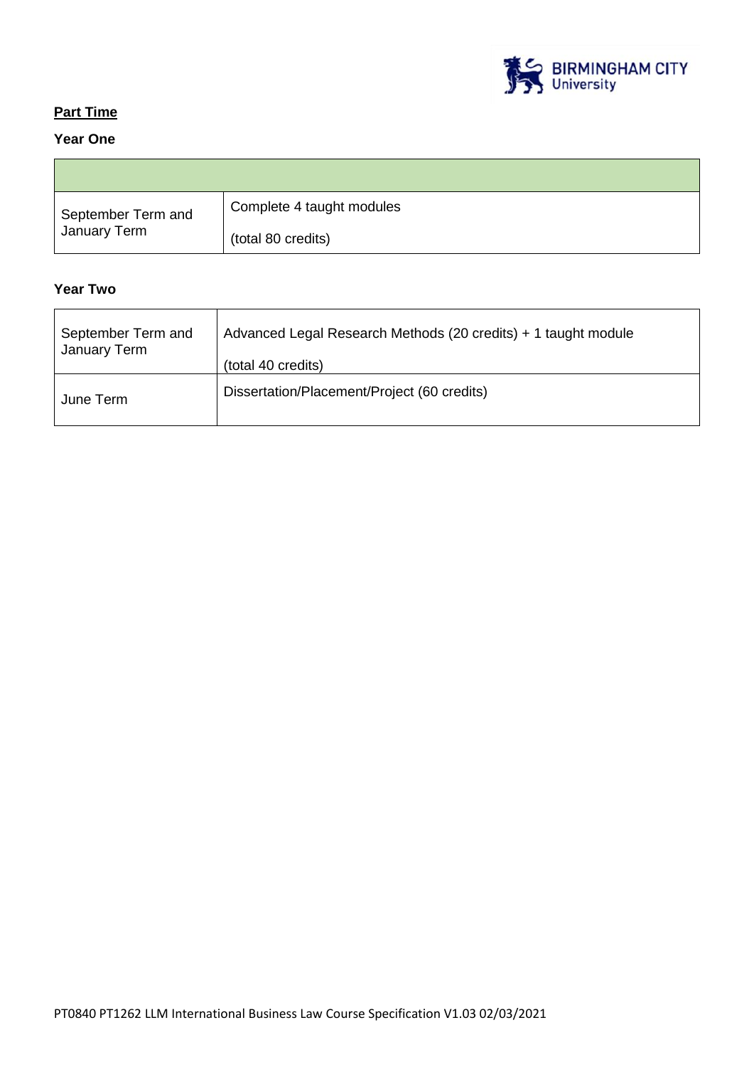**Part Time**

**Year One**

| | |
|---|---|
| September Term and January Term | Complete 4 taught modules<br><br>(total 80 credits) |

**Year Two**

| | |
|---|---|
| September Term and January Term | Advanced Legal Research Methods (20 credits) + 1 taught module<br><br>(total 40 credits) |
| June Term | Dissertation/Placement/Project (60 credits) |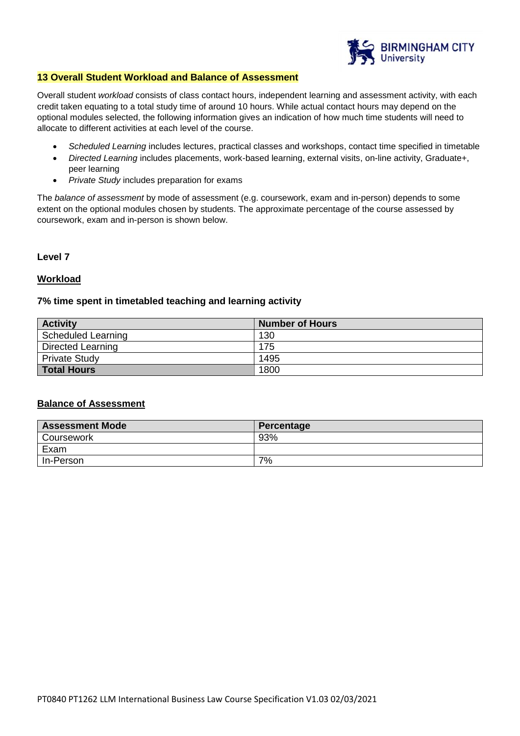## 13 Overall Student Workload and Balance of Assessment

Overall student *workload* consists of class contact hours, independent learning and assessment activity, with each credit taken equating to a total study time of around 10 hours. While actual contact hours may depend on the optional modules selected, the following information gives an indication of how much time students will need to allocate to different activities at each level of the course.

- *Scheduled Learning* includes lectures, practical classes and workshops, contact time specified in timetable
- *Directed Learning* includes placements, work-based learning, external visits, on-line activity, Graduate+, peer learning
- *Private Study* includes preparation for exams

The *balance of assessment* by mode of assessment (e.g. coursework, exam and in-person) depends to some extent on the optional modules chosen by students. The approximate percentage of the course assessed by coursework, exam and in-person is shown below.

**Level 7**

**Workload**

**7% time spent in timetabled teaching and learning activity**

| Activity | Number of Hours |
|---|---|
| Scheduled Learning | 130 |
| Directed Learning | 175 |
| Private Study | 1495 |
| **Total Hours** | 1800 |

**Balance of Assessment**

| Assessment Mode | Percentage |
|---|---|
| Coursework | 93% |
| Exam | |
| In-Person | 7% |